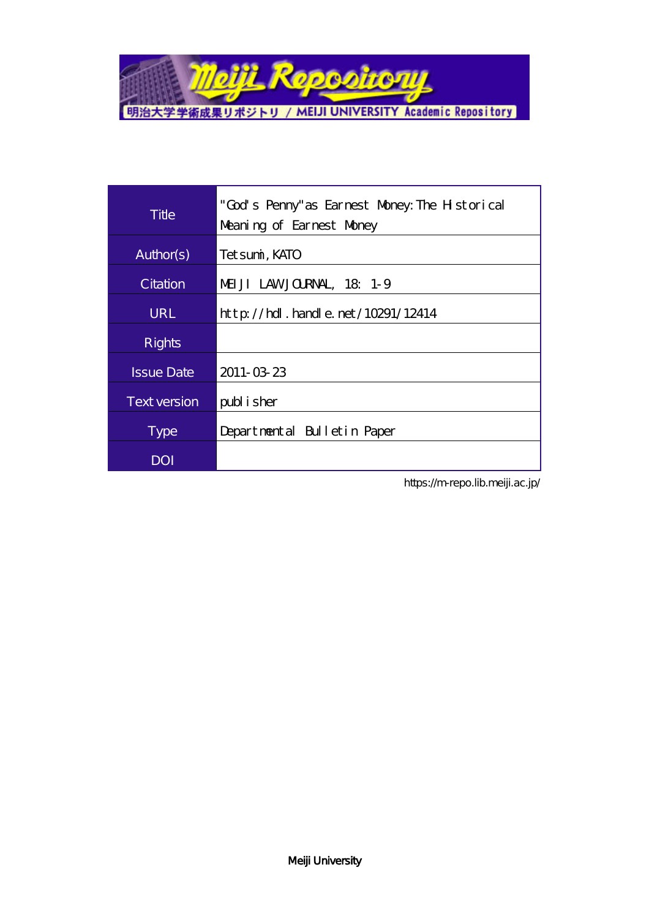Meiji Repository

明治大学学術成果リポジトリ / MEIJI UNIVERSITY Academic Repository

| Title | "God's Penny"as Earnest Money: The Historical Meaning of Earnest Money |
| --- | --- |
| Author(s) | Tetsumi, KATO |
| Citation | MEIJI LAW JOURNAL, 18: 1-9 |
| URL | http://hdl.handle.net/10291/12414 |
| Rights | |
| Issue Date | 2011-03-23 |
| Text version | publisher |
| Type | Departmental Bulletin Paper |
| DOI | |

https://m-repo.lib.meiji.ac.jp/

Meiji University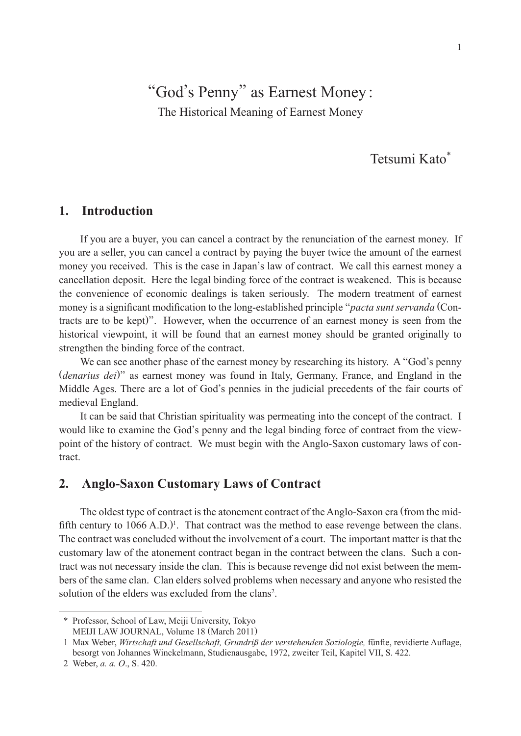# "God's Penny" as Earnest Money:

## The Historical Meaning of Earnest Money

Tetsumi Kato*

## 1. Introduction

If you are a buyer, you can cancel a contract by the renunciation of the earnest money. If you are a seller, you can cancel a contract by paying the buyer twice the amount of the earnest money you received. This is the case in Japan's law of contract. We call this earnest money a cancellation deposit. Here the legal binding force of the contract is weakened. This is because the convenience of economic dealings is taken seriously. The modern treatment of earnest money is a significant modification to the long-established principle "*pacta sunt servanda* (Contracts are to be kept)". However, when the occurrence of an earnest money is seen from the historical viewpoint, it will be found that an earnest money should be granted originally to strengthen the binding force of the contract.

We can see another phase of the earnest money by researching its history. A "God's penny (*denarius dei*)" as earnest money was found in Italy, Germany, France, and England in the Middle Ages. There are a lot of God's pennies in the judicial precedents of the fair courts of medieval England.

It can be said that Christian spirituality was permeating into the concept of the contract. I would like to examine the God's penny and the legal binding force of contract from the viewpoint of the history of contract. We must begin with the Anglo-Saxon customary laws of contract.

## 2. Anglo-Saxon Customary Laws of Contract

The oldest type of contract is the atonement contract of the Anglo-Saxon era (from the mid-fifth century to 1066 A.D.)[1]. That contract was the method to ease revenge between the clans. The contract was concluded without the involvement of a court. The important matter is that the customary law of the atonement contract began in the contract between the clans. Such a contract was not necessary inside the clan. This is because revenge did not exist between the members of the same clan. Clan elders solved problems when necessary and anyone who resisted the solution of the elders was excluded from the clans[2].

---

\* Professor, School of Law, Meiji University, Tokyo
MEIJI LAW JOURNAL, Volume 18 (March 2011)

1 Max Weber, *Wirtschaft und Gesellschaft, Grundriß der verstehenden Soziologie,* fünfte, revidierte Auflage, besorgt von Johannes Winckelmann, Studienausgabe, 1972, zweiter Teil, Kapitel VII, S. 422.

2 Weber, *a. a. O.*, S. 420.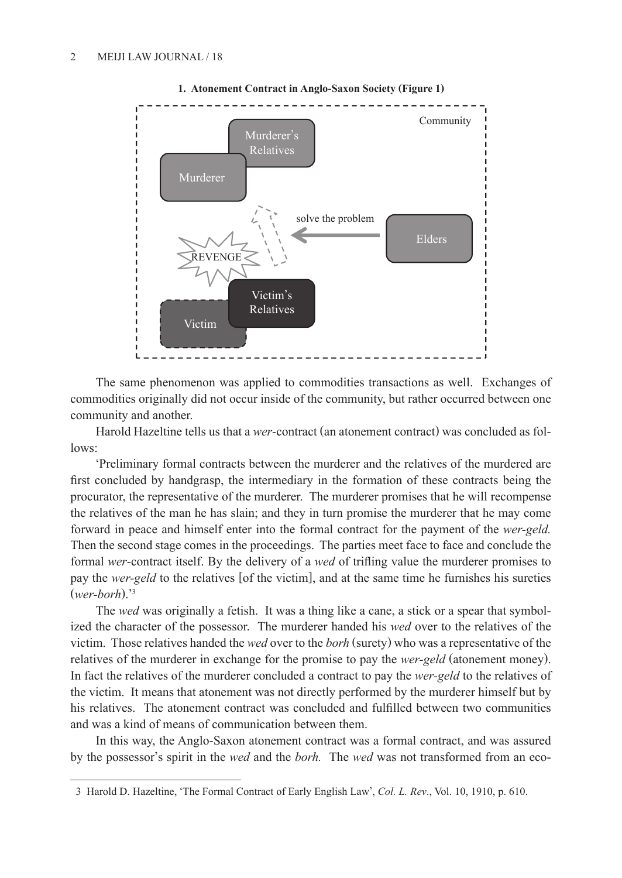**1. Atonement Contract in Anglo-Saxon Society (Figure 1)**

The same phenomenon was applied to commodities transactions as well. Exchanges of commodities originally did not occur inside of the community, but rather occurred between one community and another.

Harold Hazeltine tells us that a *wer*-contract (an atonement contract) was concluded as follows:

'Preliminary formal contracts between the murderer and the relatives of the murdered are first concluded by handgrasp, the intermediary in the formation of these contracts being the procurator, the representative of the murderer. The murderer promises that he will recompense the relatives of the man he has slain; and they in turn promise the murderer that he may come forward in peace and himself enter into the formal contract for the payment of the *wer-geld.* Then the second stage comes in the proceedings. The parties meet face to face and conclude the formal *wer*-contract itself. By the delivery of a *wed* of trifling value the murderer promises to pay the *wer-geld* to the relatives [of the victim], and at the same time he furnishes his sureties (*wer-borh*).'[3]

The *wed* was originally a fetish. It was a thing like a cane, a stick or a spear that symbolized the character of the possessor. The murderer handed his *wed* over to the relatives of the victim. Those relatives handed the *wed* over to the *borh* (surety) who was a representative of the relatives of the murderer in exchange for the promise to pay the *wer-geld* (atonement money). In fact the relatives of the murderer concluded a contract to pay the *wer-geld* to the relatives of the victim. It means that atonement was not directly performed by the murderer himself but by his relatives. The atonement contract was concluded and fulfilled between two communities and was a kind of means of communication between them.

In this way, the Anglo-Saxon atonement contract was a formal contract, and was assured by the possessor's spirit in the *wed* and the *borh.* The *wed* was not transformed from an eco-

---

3 Harold D. Hazeltine, 'The Formal Contract of Early English Law', *Col. L. Rev*., Vol. 10, 1910, p. 610.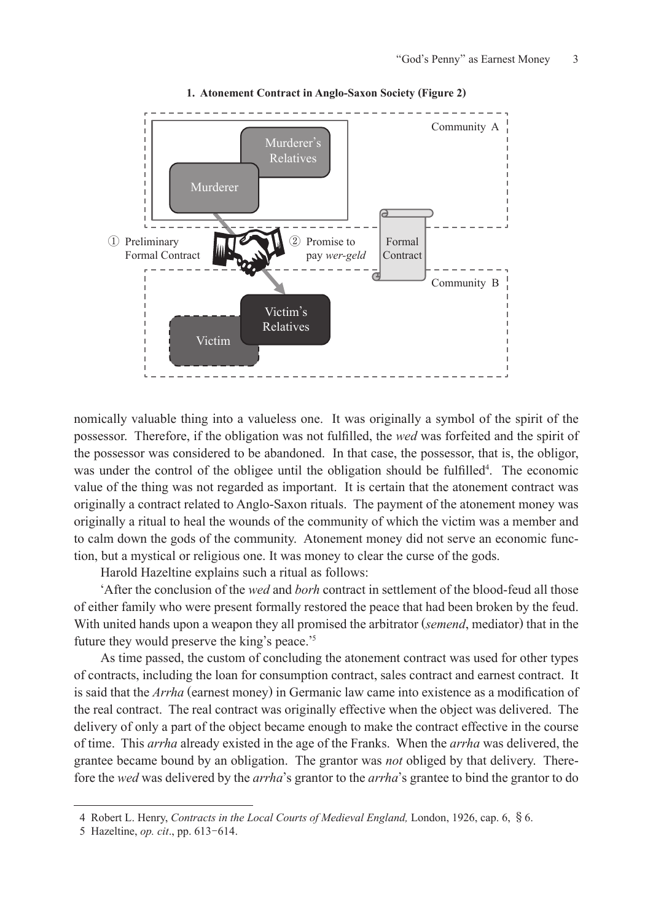**1. Atonement Contract in Anglo-Saxon Society (Figure 2)**

Community A

Murderer's Relatives

Murderer

① Preliminary Formal Contract

② Promise to pay *wer-geld*

Formal Contract

Community B

Victim's Relatives

Victim

nomically valuable thing into a valueless one. It was originally a symbol of the spirit of the possessor. Therefore, if the obligation was not fulfilled, the *wed* was forfeited and the spirit of the possessor was considered to be abandoned. In that case, the possessor, that is, the obligor, was under the control of the obligee until the obligation should be fulfilled[4]. The economic value of the thing was not regarded as important. It is certain that the atonement contract was originally a contract related to Anglo-Saxon rituals. The payment of the atonement money was originally a ritual to heal the wounds of the community of which the victim was a member and to calm down the gods of the community. Atonement money did not serve an economic function, but a mystical or religious one. It was money to clear the curse of the gods.

Harold Hazeltine explains such a ritual as follows:

'After the conclusion of the *wed* and *borh* contract in settlement of the blood-feud all those of either family who were present formally restored the peace that had been broken by the feud. With united hands upon a weapon they all promised the arbitrator (*semend*, mediator) that in the future they would preserve the king's peace.'[5]

As time passed, the custom of concluding the atonement contract was used for other types of contracts, including the loan for consumption contract, sales contract and earnest contract. It is said that the *Arrha* (earnest money) in Germanic law came into existence as a modification of the real contract. The real contract was originally effective when the object was delivered. The delivery of only a part of the object became enough to make the contract effective in the course of time. This *arrha* already existed in the age of the Franks. When the *arrha* was delivered, the grantee became bound by an obligation. The grantor was *not* obliged by that delivery. Therefore the *wed* was delivered by the *arrha*'s grantor to the *arrha*'s grantee to bind the grantor to do

4 Robert L. Henry, *Contracts in the Local Courts of Medieval England,* London, 1926, cap. 6, § 6.

5 Hazeltine, *op. cit*., pp. 613–614.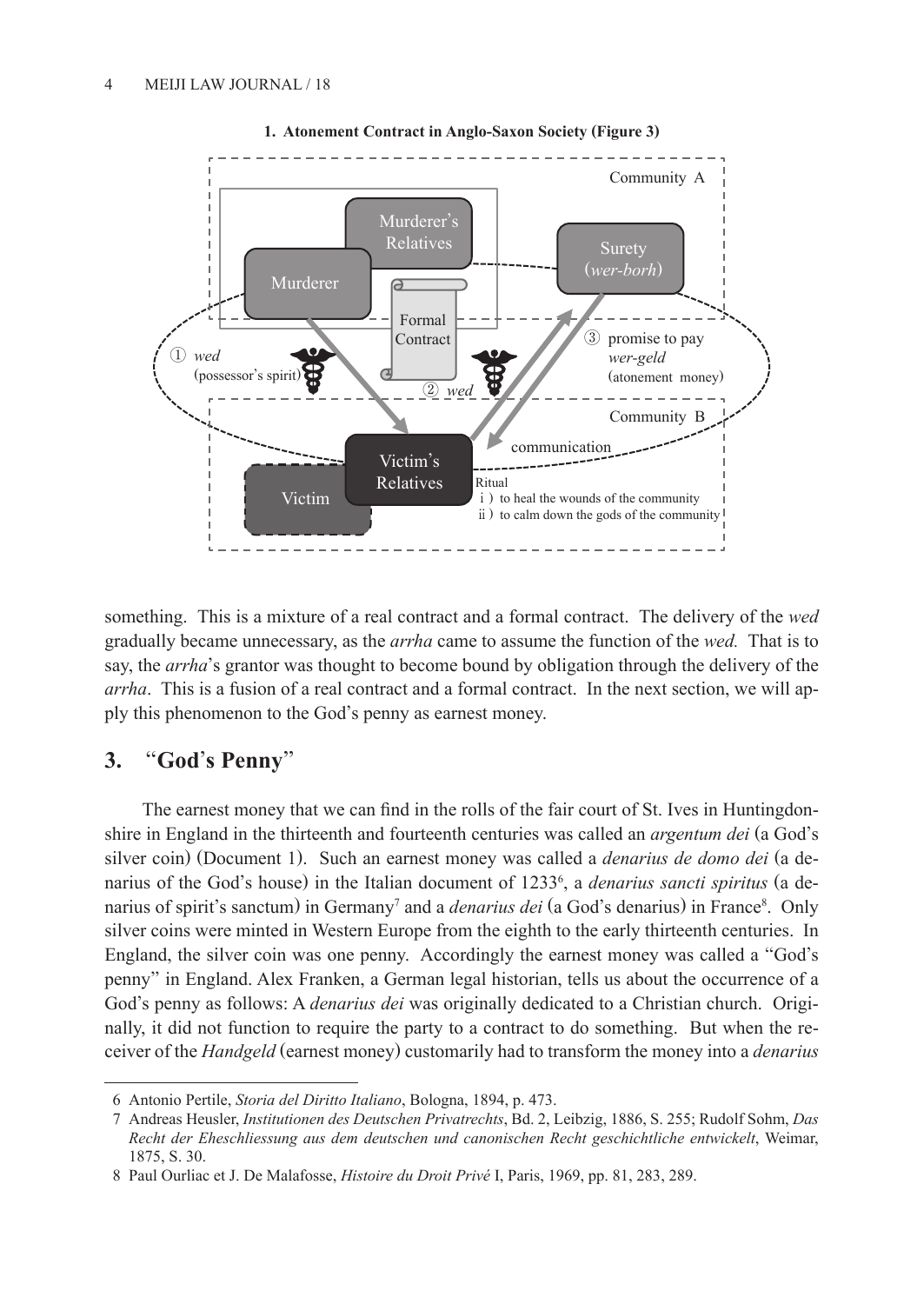**1. Atonement Contract in Anglo-Saxon Society (Figure 3)**

Community A

Murderer's Relatives

Murderer

Surety (*wer-borh*)

Formal Contract

① *wed* (possessor's spirit)

② *wed*

③ promise to pay *wer-geld* (atonement money)

Community B

communication

Victim's Relatives

Victim

Ritual
i) to heal the wounds of the community
ii) to calm down the gods of the community

something. This is a mixture of a real contract and a formal contract. The delivery of the *wed* gradually became unnecessary, as the *arrha* came to assume the function of the *wed.* That is to say, the *arrha*'s grantor was thought to become bound by obligation through the delivery of the *arrha*. This is a fusion of a real contract and a formal contract. In the next section, we will apply this phenomenon to the God's penny as earnest money.

## 3. "God's Penny"

The earnest money that we can find in the rolls of the fair court of St. Ives in Huntingdonshire in England in the thirteenth and fourteenth centuries was called an *argentum dei* (a God's silver coin) (Document 1). Such an earnest money was called a *denarius de domo dei* (a denarius of the God's house) in the Italian document of 1233[6], a *denarius sancti spiritus* (a denarius of spirit's sanctum) in Germany[7] and a *denarius dei* (a God's denarius) in France[8]. Only silver coins were minted in Western Europe from the eighth to the early thirteenth centuries. In England, the silver coin was one penny. Accordingly the earnest money was called a "God's penny" in England. Alex Franken, a German legal historian, tells us about the occurrence of a God's penny as follows: A *denarius dei* was originally dedicated to a Christian church. Originally, it did not function to require the party to a contract to do something. But when the receiver of the *Handgeld* (earnest money) customarily had to transform the money into a *denarius*

---

6 Antonio Pertile, *Storia del Diritto Italiano*, Bologna, 1894, p. 473.

7 Andreas Heusler, *Institutionen des Deutschen Privatrechts*, Bd. 2, Leibzig, 1886, S. 255; Rudolf Sohm, *Das Recht der Eheschliessung aus dem deutschen und canonischen Recht geschichtliche entwickelt*, Weimar, 1875, S. 30.

8 Paul Ourliac et J. De Malafosse, *Histoire du Droit Privé* I, Paris, 1969, pp. 81, 283, 289.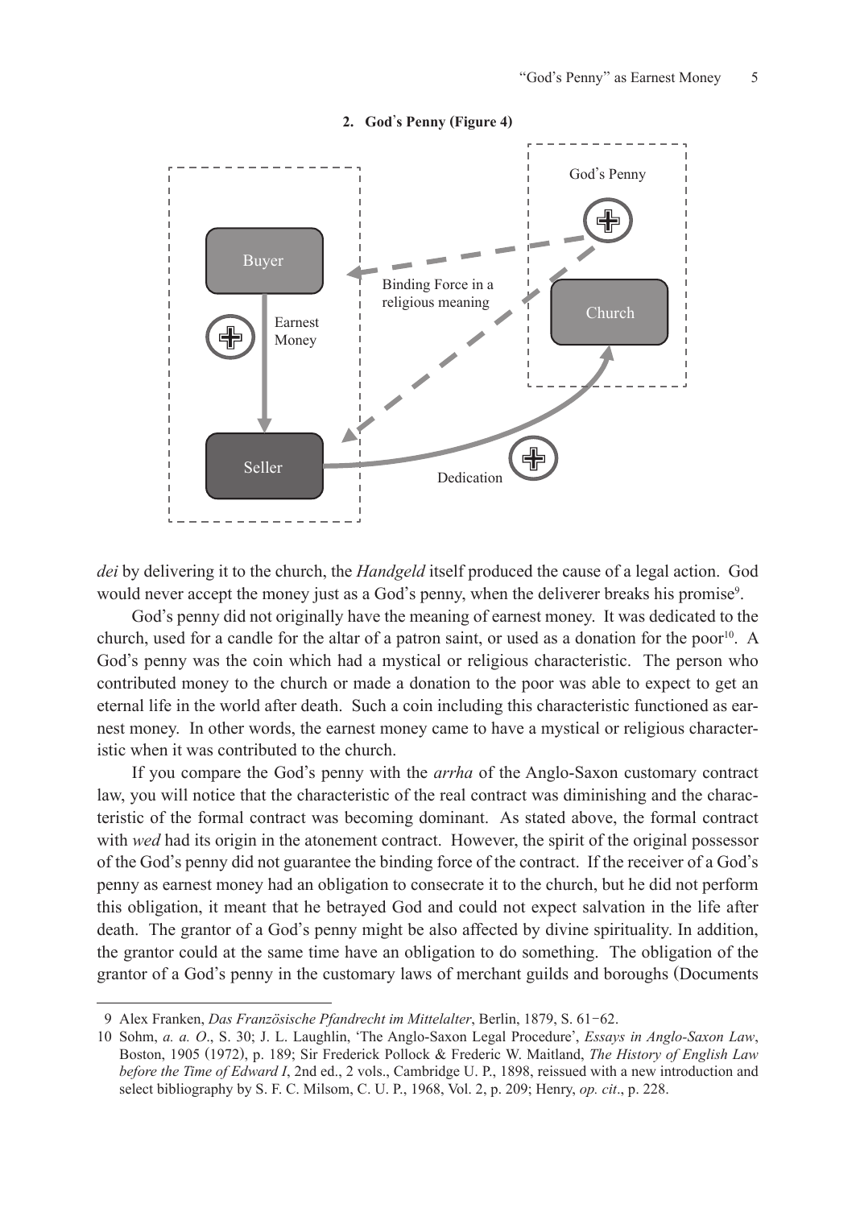**2. God's Penny (Figure 4)**

*dei* by delivering it to the church, the *Handgeld* itself produced the cause of a legal action. God would never accept the money just as a God's penny, when the deliverer breaks his promise[9].

God's penny did not originally have the meaning of earnest money. It was dedicated to the church, used for a candle for the altar of a patron saint, or used as a donation for the poor[10]. A God's penny was the coin which had a mystical or religious characteristic. The person who contributed money to the church or made a donation to the poor was able to expect to get an eternal life in the world after death. Such a coin including this characteristic functioned as earnest money. In other words, the earnest money came to have a mystical or religious characteristic when it was contributed to the church.

If you compare the God's penny with the *arrha* of the Anglo-Saxon customary contract law, you will notice that the characteristic of the real contract was diminishing and the characteristic of the formal contract was becoming dominant. As stated above, the formal contract with *wed* had its origin in the atonement contract. However, the spirit of the original possessor of the God's penny did not guarantee the binding force of the contract. If the receiver of a God's penny as earnest money had an obligation to consecrate it to the church, but he did not perform this obligation, it meant that he betrayed God and could not expect salvation in the life after death. The grantor of a God's penny might be also affected by divine spirituality. In addition, the grantor could at the same time have an obligation to do something. The obligation of the grantor of a God's penny in the customary laws of merchant guilds and boroughs (Documents

---

9 Alex Franken, *Das Französische Pfandrecht im Mittelalter*, Berlin, 1879, S. 61–62.

10 Sohm, *a. a. O*., S. 30; J. L. Laughlin, 'The Anglo-Saxon Legal Procedure', *Essays in Anglo-Saxon Law*, Boston, 1905 (1972), p. 189; Sir Frederick Pollock & Frederic W. Maitland, *The History of English Law before the Time of Edward I*, 2nd ed., 2 vols., Cambridge U. P., 1898, reissued with a new introduction and select bibliography by S. F. C. Milsom, C. U. P., 1968, Vol. 2, p. 209; Henry, *op. cit*., p. 228.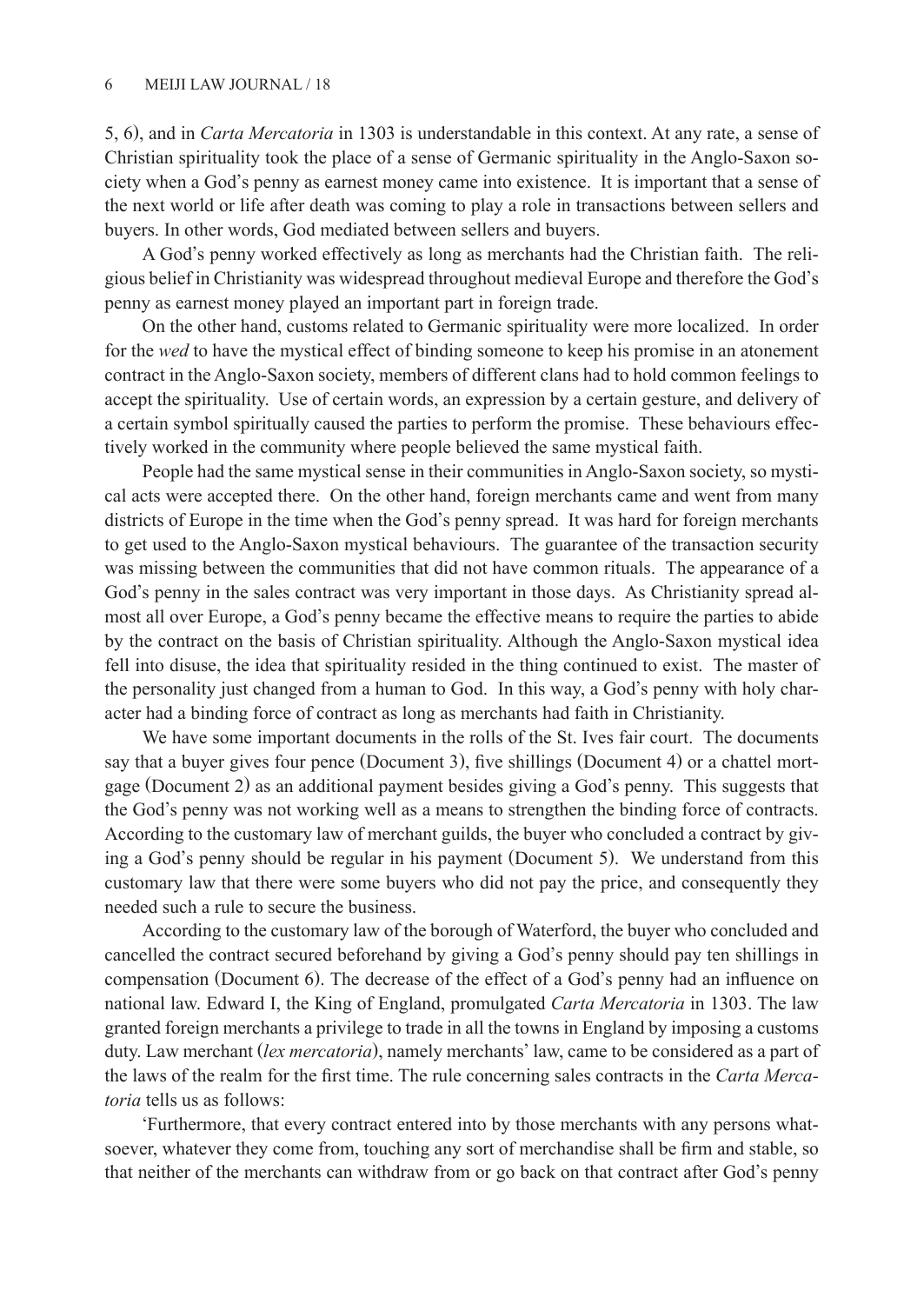5, 6), and in *Carta Mercatoria* in 1303 is understandable in this context. At any rate, a sense of Christian spirituality took the place of a sense of Germanic spirituality in the Anglo-Saxon society when a God's penny as earnest money came into existence. It is important that a sense of the next world or life after death was coming to play a role in transactions between sellers and buyers. In other words, God mediated between sellers and buyers.

A God's penny worked effectively as long as merchants had the Christian faith. The religious belief in Christianity was widespread throughout medieval Europe and therefore the God's penny as earnest money played an important part in foreign trade.

On the other hand, customs related to Germanic spirituality were more localized. In order for the *wed* to have the mystical effect of binding someone to keep his promise in an atonement contract in the Anglo-Saxon society, members of different clans had to hold common feelings to accept the spirituality. Use of certain words, an expression by a certain gesture, and delivery of a certain symbol spiritually caused the parties to perform the promise. These behaviours effectively worked in the community where people believed the same mystical faith.

People had the same mystical sense in their communities in Anglo-Saxon society, so mystical acts were accepted there. On the other hand, foreign merchants came and went from many districts of Europe in the time when the God's penny spread. It was hard for foreign merchants to get used to the Anglo-Saxon mystical behaviours. The guarantee of the transaction security was missing between the communities that did not have common rituals. The appearance of a God's penny in the sales contract was very important in those days. As Christianity spread almost all over Europe, a God's penny became the effective means to require the parties to abide by the contract on the basis of Christian spirituality. Although the Anglo-Saxon mystical idea fell into disuse, the idea that spirituality resided in the thing continued to exist. The master of the personality just changed from a human to God. In this way, a God's penny with holy character had a binding force of contract as long as merchants had faith in Christianity.

We have some important documents in the rolls of the St. Ives fair court. The documents say that a buyer gives four pence (Document 3), five shillings (Document 4) or a chattel mortgage (Document 2) as an additional payment besides giving a God's penny. This suggests that the God's penny was not working well as a means to strengthen the binding force of contracts. According to the customary law of merchant guilds, the buyer who concluded a contract by giving a God's penny should be regular in his payment (Document 5). We understand from this customary law that there were some buyers who did not pay the price, and consequently they needed such a rule to secure the business.

According to the customary law of the borough of Waterford, the buyer who concluded and cancelled the contract secured beforehand by giving a God's penny should pay ten shillings in compensation (Document 6). The decrease of the effect of a God's penny had an influence on national law. Edward I, the King of England, promulgated *Carta Mercatoria* in 1303. The law granted foreign merchants a privilege to trade in all the towns in England by imposing a customs duty. Law merchant (*lex mercatoria*), namely merchants' law, came to be considered as a part of the laws of the realm for the first time. The rule concerning sales contracts in the *Carta Mercatoria* tells us as follows:

'Furthermore, that every contract entered into by those merchants with any persons whatsoever, whatever they come from, touching any sort of merchandise shall be firm and stable, so that neither of the merchants can withdraw from or go back on that contract after God's penny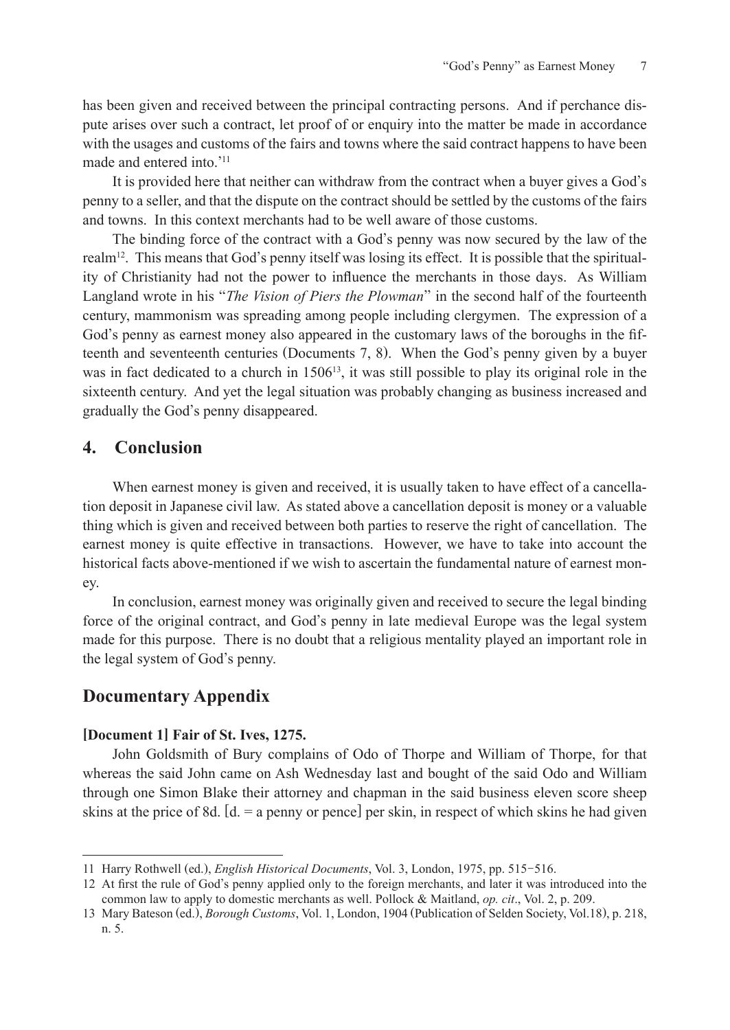has been given and received between the principal contracting persons. And if perchance dispute arises over such a contract, let proof of or enquiry into the matter be made in accordance with the usages and customs of the fairs and towns where the said contract happens to have been made and entered into.'[11]

It is provided here that neither can withdraw from the contract when a buyer gives a God's penny to a seller, and that the dispute on the contract should be settled by the customs of the fairs and towns. In this context merchants had to be well aware of those customs.

The binding force of the contract with a God's penny was now secured by the law of the realm[12]. This means that God's penny itself was losing its effect. It is possible that the spirituality of Christianity had not the power to influence the merchants in those days. As William Langland wrote in his "*The Vision of Piers the Plowman*" in the second half of the fourteenth century, mammonism was spreading among people including clergymen. The expression of a God's penny as earnest money also appeared in the customary laws of the boroughs in the fifteenth and seventeenth centuries (Documents 7, 8). When the God's penny given by a buyer was in fact dedicated to a church in 1506[13], it was still possible to play its original role in the sixteenth century. And yet the legal situation was probably changing as business increased and gradually the God's penny disappeared.

## 4. Conclusion

When earnest money is given and received, it is usually taken to have effect of a cancellation deposit in Japanese civil law. As stated above a cancellation deposit is money or a valuable thing which is given and received between both parties to reserve the right of cancellation. The earnest money is quite effective in transactions. However, we have to take into account the historical facts above-mentioned if we wish to ascertain the fundamental nature of earnest money.

In conclusion, earnest money was originally given and received to secure the legal binding force of the original contract, and God's penny in late medieval Europe was the legal system made for this purpose. There is no doubt that a religious mentality played an important role in the legal system of God's penny.

## Documentary Appendix

### [Document 1] Fair of St. Ives, 1275.

John Goldsmith of Bury complains of Odo of Thorpe and William of Thorpe, for that whereas the said John came on Ash Wednesday last and bought of the said Odo and William through one Simon Blake their attorney and chapman in the said business eleven score sheep skins at the price of 8d. [d. = a penny or pence] per skin, in respect of which skins he had given

---

11 Harry Rothwell (ed.), *English Historical Documents*, Vol. 3, London, 1975, pp. 515–516.

12 At first the rule of God's penny applied only to the foreign merchants, and later it was introduced into the common law to apply to domestic merchants as well. Pollock & Maitland, *op. cit*., Vol. 2, p. 209.

13 Mary Bateson (ed.), *Borough Customs*, Vol. 1, London, 1904 (Publication of Selden Society, Vol.18), p. 218, n. 5.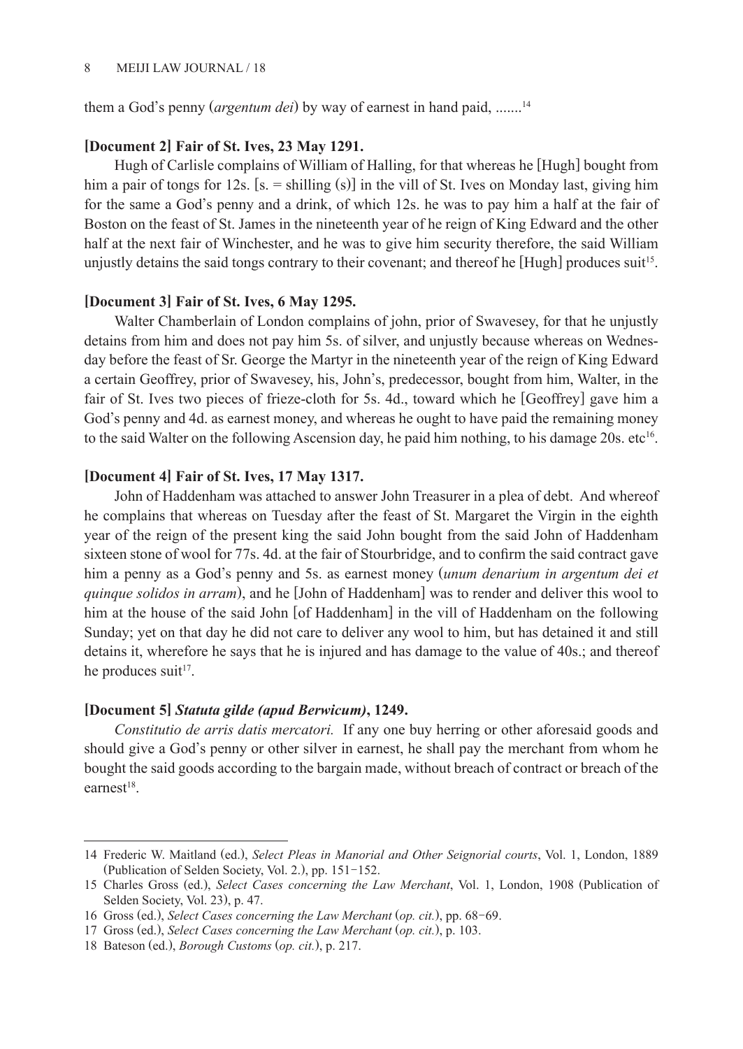them a God's penny (*argentum dei*) by way of earnest in hand paid, .......[14]

**[Document 2] Fair of St. Ives, 23 May 1291.**

Hugh of Carlisle complains of William of Halling, for that whereas he [Hugh] bought from him a pair of tongs for 12s. [s. = shilling (s)] in the vill of St. Ives on Monday last, giving him for the same a God's penny and a drink, of which 12s. he was to pay him a half at the fair of Boston on the feast of St. James in the nineteenth year of he reign of King Edward and the other half at the next fair of Winchester, and he was to give him security therefore, the said William unjustly detains the said tongs contrary to their covenant; and thereof he [Hugh] produces suit[15].

**[Document 3] Fair of St. Ives, 6 May 1295.**

Walter Chamberlain of London complains of john, prior of Swavesey, for that he unjustly detains from him and does not pay him 5s. of silver, and unjustly because whereas on Wednesday before the feast of Sr. George the Martyr in the nineteenth year of the reign of King Edward a certain Geoffrey, prior of Swavesey, his, John's, predecessor, bought from him, Walter, in the fair of St. Ives two pieces of frieze-cloth for 5s. 4d., toward which he [Geoffrey] gave him a God's penny and 4d. as earnest money, and whereas he ought to have paid the remaining money to the said Walter on the following Ascension day, he paid him nothing, to his damage 20s. etc[16].

**[Document 4] Fair of St. Ives, 17 May 1317.**

John of Haddenham was attached to answer John Treasurer in a plea of debt. And whereof he complains that whereas on Tuesday after the feast of St. Margaret the Virgin in the eighth year of the reign of the present king the said John bought from the said John of Haddenham sixteen stone of wool for 77s. 4d. at the fair of Stourbridge, and to confirm the said contract gave him a penny as a God's penny and 5s. as earnest money (*unum denarium in argentum dei et quinque solidos in arram*), and he [John of Haddenham] was to render and deliver this wool to him at the house of the said John [of Haddenham] in the vill of Haddenham on the following Sunday; yet on that day he did not care to deliver any wool to him, but has detained it and still detains it, wherefore he says that he is injured and has damage to the value of 40s.; and thereof he produces suit[17].

**[Document 5] *Statuta gilde (apud Berwicum)*, 1249.**

*Constitutio de arris datis mercatori.* If any one buy herring or other aforesaid goods and should give a God's penny or other silver in earnest, he shall pay the merchant from whom he bought the said goods according to the bargain made, without breach of contract or breach of the earnest[18].

---

14 Frederic W. Maitland (ed.), *Select Pleas in Manorial and Other Seignorial courts*, Vol. 1, London, 1889 (Publication of Selden Society, Vol. 2.), pp. 151–152.

15 Charles Gross (ed.), *Select Cases concerning the Law Merchant*, Vol. 1, London, 1908 (Publication of Selden Society, Vol. 23), p. 47.

16 Gross (ed.), *Select Cases concerning the Law Merchant* (*op. cit.*), pp. 68–69.

17 Gross (ed.), *Select Cases concerning the Law Merchant* (*op. cit.*), p. 103.

18 Bateson (ed.), *Borough Customs* (*op. cit.*), p. 217.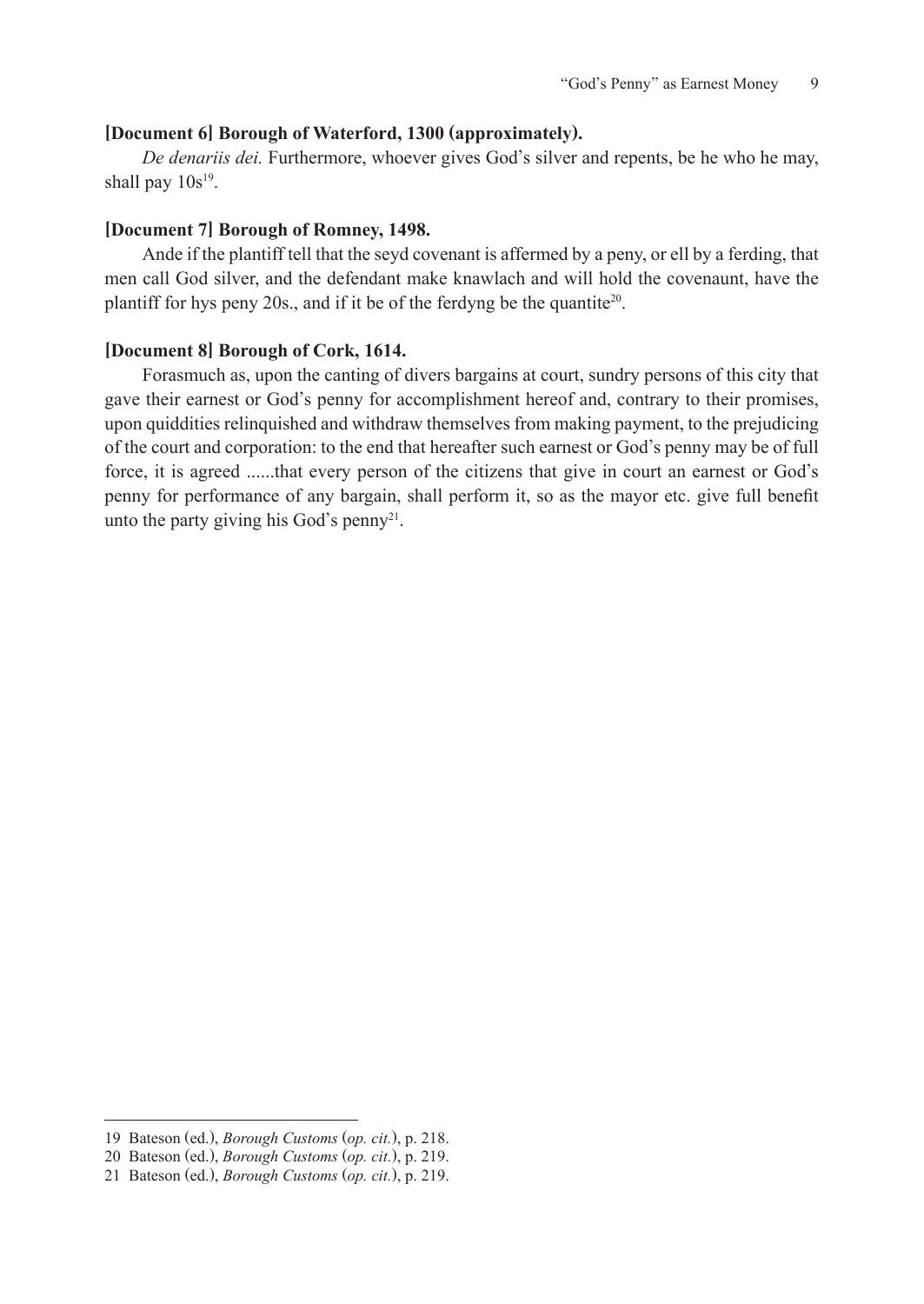**[Document 6] Borough of Waterford, 1300 (approximately).**

*De denariis dei.* Furthermore, whoever gives God's silver and repents, be he who he may, shall pay 10s[19].

**[Document 7] Borough of Romney, 1498.**

Ande if the plantiff tell that the seyd covenant is affermed by a peny, or ell by a ferding, that men call God silver, and the defendant make knawlach and will hold the covenaunt, have the plantiff for hys peny 20s., and if it be of the ferdyng be the quantite[20].

**[Document 8] Borough of Cork, 1614.**

Forasmuch as, upon the canting of divers bargains at court, sundry persons of this city that gave their earnest or God's penny for accomplishment hereof and, contrary to their promises, upon quiddities relinquished and withdraw themselves from making payment, to the prejudicing of the court and corporation: to the end that hereafter such earnest or God's penny may be of full force, it is agreed ......that every person of the citizens that give in court an earnest or God's penny for performance of any bargain, shall perform it, so as the mayor etc. give full benefit unto the party giving his God's penny[21].

---

19 Bateson (ed.), *Borough Customs* (*op. cit.*), p. 218.

20 Bateson (ed.), *Borough Customs* (*op. cit.*), p. 219.

21 Bateson (ed.), *Borough Customs* (*op. cit.*), p. 219.